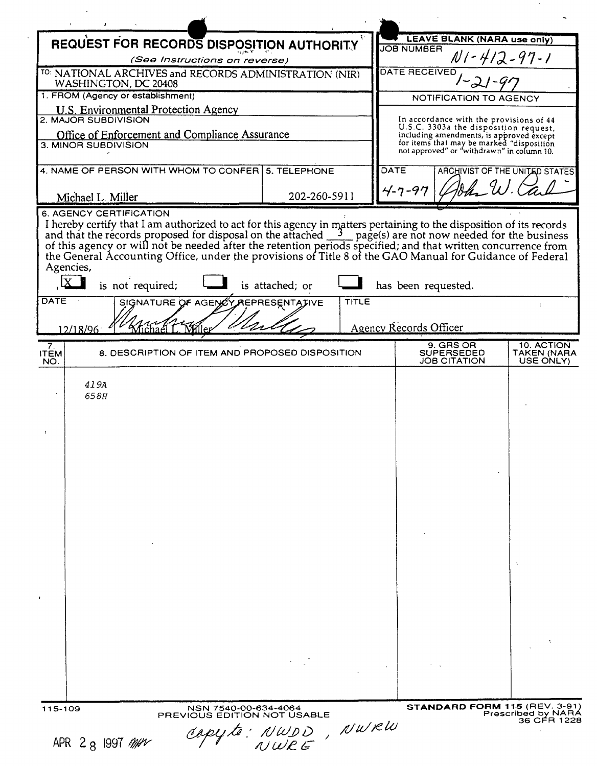# REQUEST FOR RECORDS DISPOSITION AUTHORITY

*(See Instructions on reverse)*

**LEAVE BLANK (NARA use only)**

JOB NUMBER: N1-412-97-1

DATE RECEIVED: 1-21-97

**NOTIFICATION TO AGENCY**

In accordance with the provisions of 44 U.S.C. 3303a the disposition request, including amendments, is approved except for items that may be marked "disposition not approved" or "withdrawn" in column 10.

DATE: 4-7-97

ARCHIVIST OF THE UNITED STATES: John W. Carlin

TO: NATIONAL ARCHIVES and RECORDS ADMINISTRATION (NIR) WASHINGTON, DC 20408

1. FROM (Agency or establishment): U.S. Environmental Protection Agency

2. MAJOR SUBDIVISION: Office of Enforcement and Compliance Assurance

3. MINOR SUBDIVISION:

4. NAME OF PERSON WITH WHOM TO CONFER: Michael L. Miller

5. TELEPHONE: 202-260-5911

6. AGENCY CERTIFICATION

I hereby certify that I am authorized to act for this agency in matters pertaining to the disposition of its records and that the records proposed for disposal on the attached 3 page(s) are not now needed for the business of this agency or will not be needed after the retention periods specified; and that written concurrence from the General Accounting Office, under the provisions of Title 8 of the GAO Manual for Guidance of Federal Agencies,

[X] is not required; [ ] is attached; or [ ] has been requested.

| DATE | SIGNATURE OF AGENCY REPRESENTATIVE | TITLE |
|---|---|---|
| 12/18/96 | Michael L. Miller | Agency Records Officer |

| 7. ITEM NO. | 8. DESCRIPTION OF ITEM AND PROPOSED DISPOSITION | 9. GRS OR SUPERSEDED JOB CITATION | 10. ACTION TAKEN (NARA USE ONLY) |
|---|---|---|---|
| | 419A<br>658H | | |

115-109

NSN 7540-00-634-4064
PREVIOUS EDITION NOT USABLE

STANDARD FORM 115 (REV. 3-91)
Prescribed by NARA
36 CFR 1228

APR 28 1997 mw

copy to: NWDD, NWRW
NWRE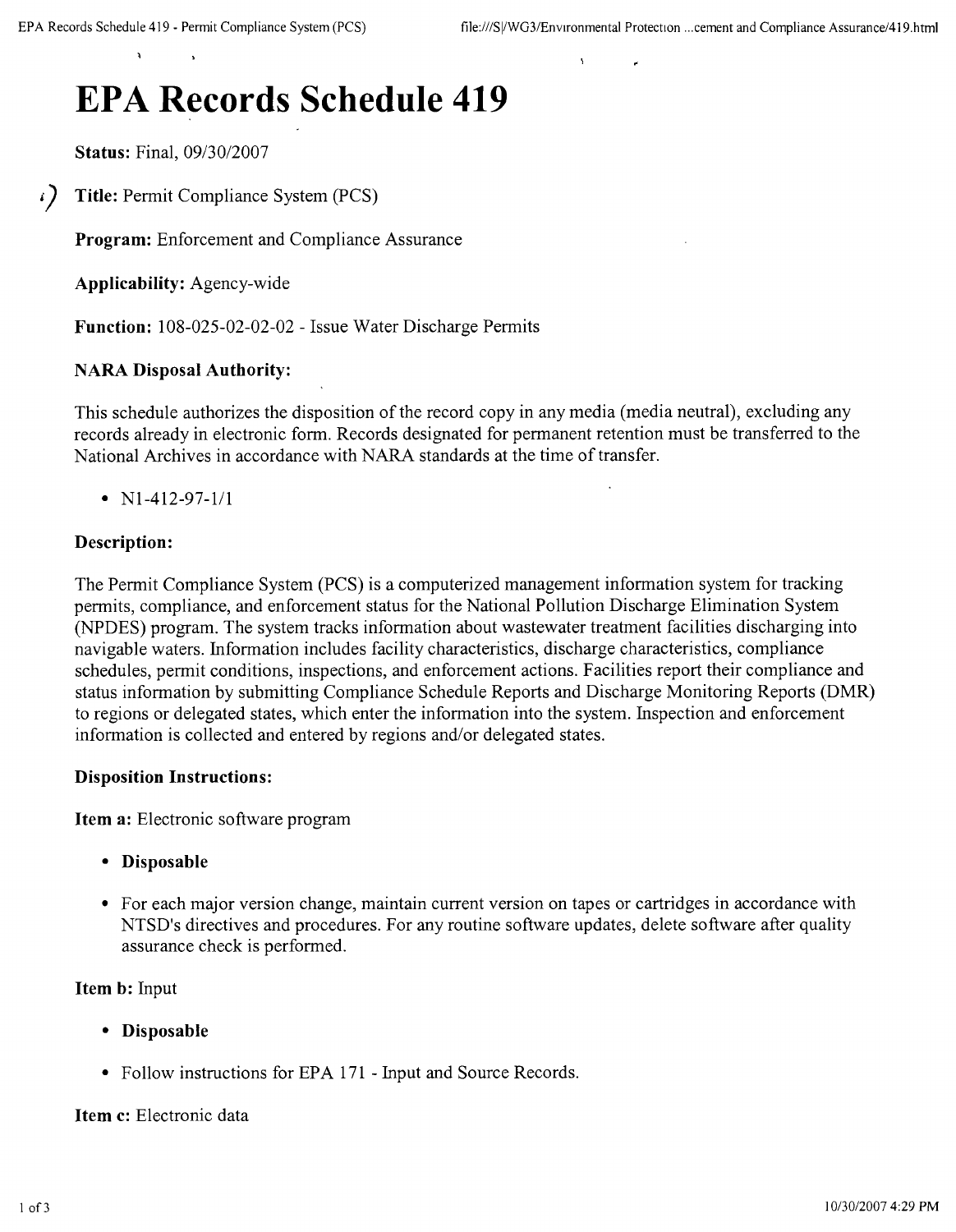# EPA Records Schedule 419

**Status:** Final, 09/30/2007

**Title:** Permit Compliance System (PCS)

**Program:** Enforcement and Compliance Assurance

**Applicability:** Agency-wide

**Function:** 108-025-02-02-02 - Issue Water Discharge Permits

**NARA Disposal Authority:**

This schedule authorizes the disposition of the record copy in any media (media neutral), excluding any records already in electronic form. Records designated for permanent retention must be transferred to the National Archives in accordance with NARA standards at the time of transfer.

- N1-412-97-1/1

**Description:**

The Permit Compliance System (PCS) is a computerized management information system for tracking permits, compliance, and enforcement status for the National Pollution Discharge Elimination System (NPDES) program. The system tracks information about wastewater treatment facilities discharging into navigable waters. Information includes facility characteristics, discharge characteristics, compliance schedules, permit conditions, inspections, and enforcement actions. Facilities report their compliance and status information by submitting Compliance Schedule Reports and Discharge Monitoring Reports (DMR) to regions or delegated states, which enter the information into the system. Inspection and enforcement information is collected and entered by regions and/or delegated states.

**Disposition Instructions:**

**Item a:** Electronic software program

- **Disposable**
- For each major version change, maintain current version on tapes or cartridges in accordance with NTSD's directives and procedures. For any routine software updates, delete software after quality assurance check is performed.

**Item b:** Input

- **Disposable**
- Follow instructions for EPA 171 - Input and Source Records.

**Item c:** Electronic data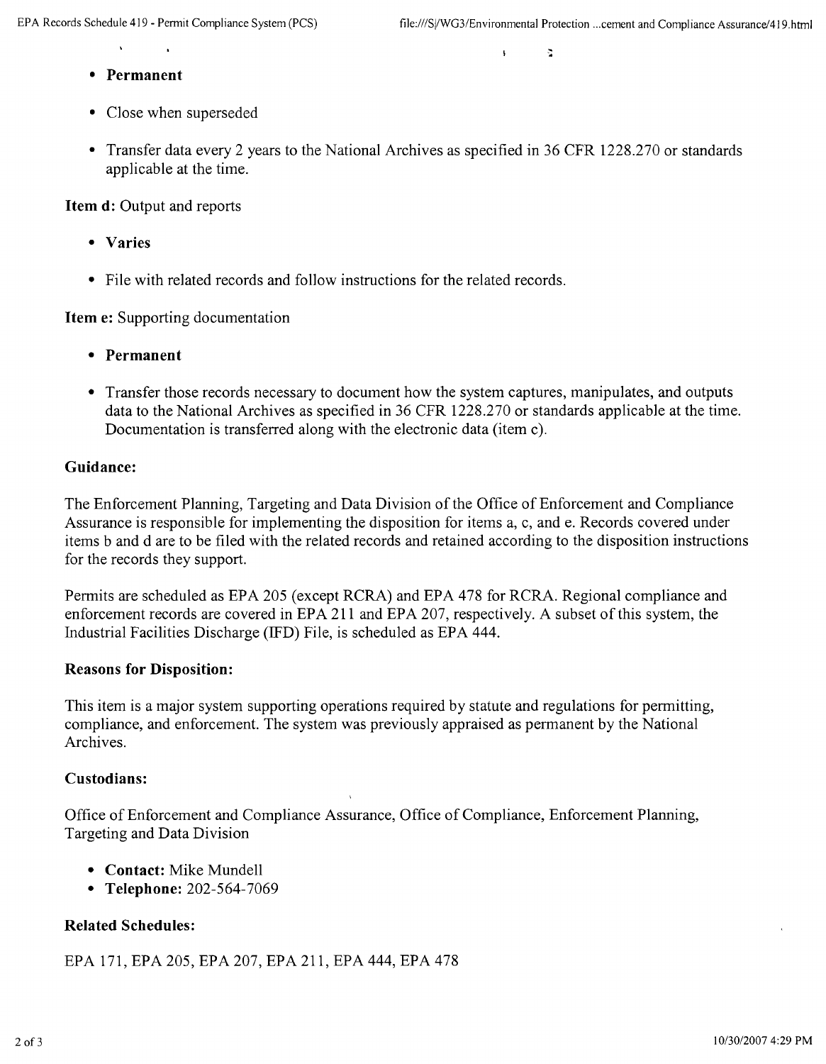- **Permanent**
- Close when superseded
- Transfer data every 2 years to the National Archives as specified in 36 CFR 1228.270 or standards applicable at the time.

**Item d:** Output and reports

- **Varies**
- File with related records and follow instructions for the related records.

**Item e:** Supporting documentation

- **Permanent**
- Transfer those records necessary to document how the system captures, manipulates, and outputs data to the National Archives as specified in 36 CFR 1228.270 or standards applicable at the time. Documentation is transferred along with the electronic data (item c).

### Guidance:

The Enforcement Planning, Targeting and Data Division of the Office of Enforcement and Compliance Assurance is responsible for implementing the disposition for items a, c, and e. Records covered under items b and d are to be filed with the related records and retained according to the disposition instructions for the records they support.

Permits are scheduled as EPA 205 (except RCRA) and EPA 478 for RCRA. Regional compliance and enforcement records are covered in EPA 211 and EPA 207, respectively. A subset of this system, the Industrial Facilities Discharge (IFD) File, is scheduled as EPA 444.

### Reasons for Disposition:

This item is a major system supporting operations required by statute and regulations for permitting, compliance, and enforcement. The system was previously appraised as permanent by the National Archives.

### Custodians:

Office of Enforcement and Compliance Assurance, Office of Compliance, Enforcement Planning, Targeting and Data Division

- **Contact:** Mike Mundell
- **Telephone:** 202-564-7069

### Related Schedules:

EPA 171, EPA 205, EPA 207, EPA 211, EPA 444, EPA 478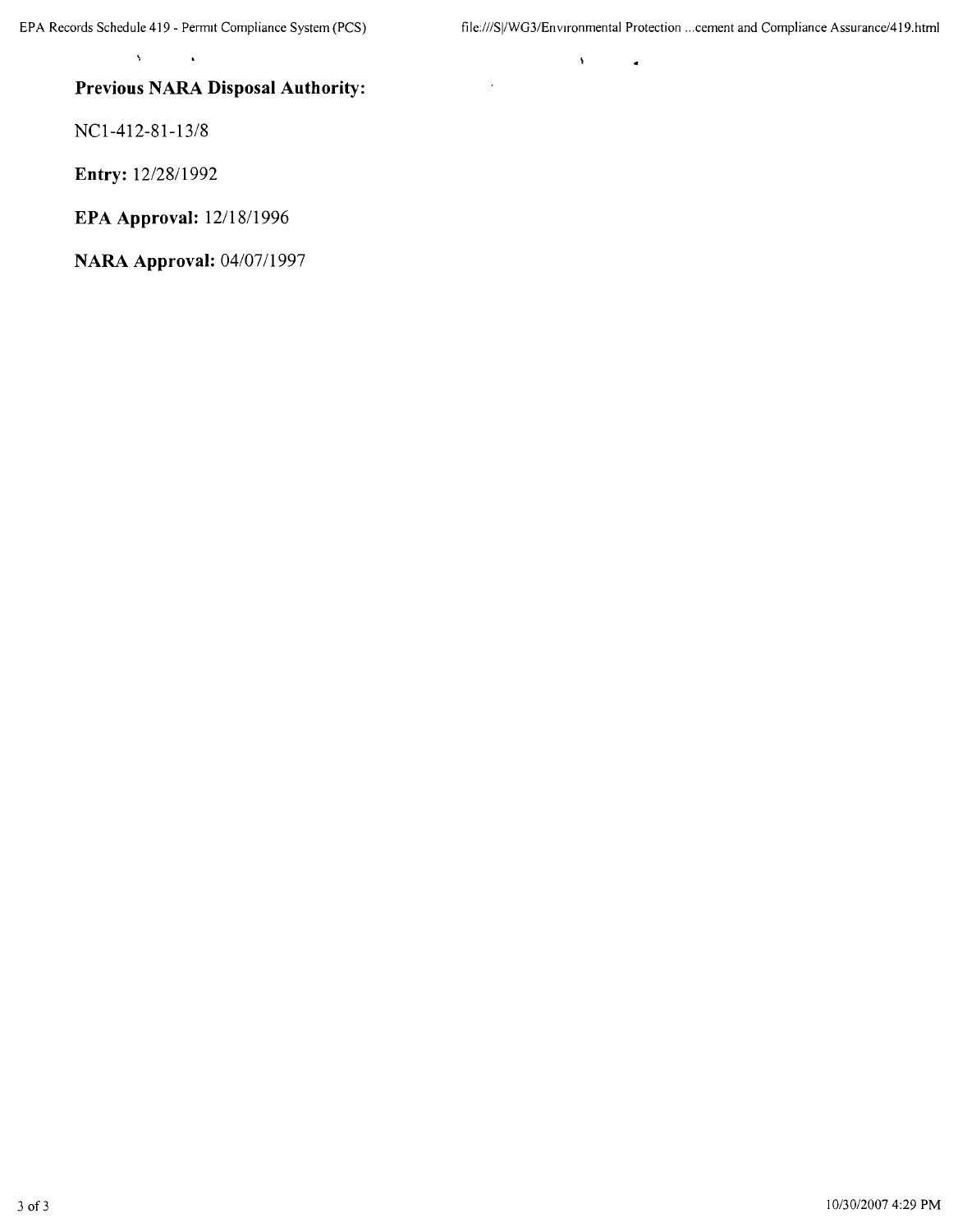**Previous NARA Disposal Authority:**

NC1-412-81-13/8

**Entry:** 12/28/1992

**EPA Approval:** 12/18/1996

**NARA Approval:** 04/07/1997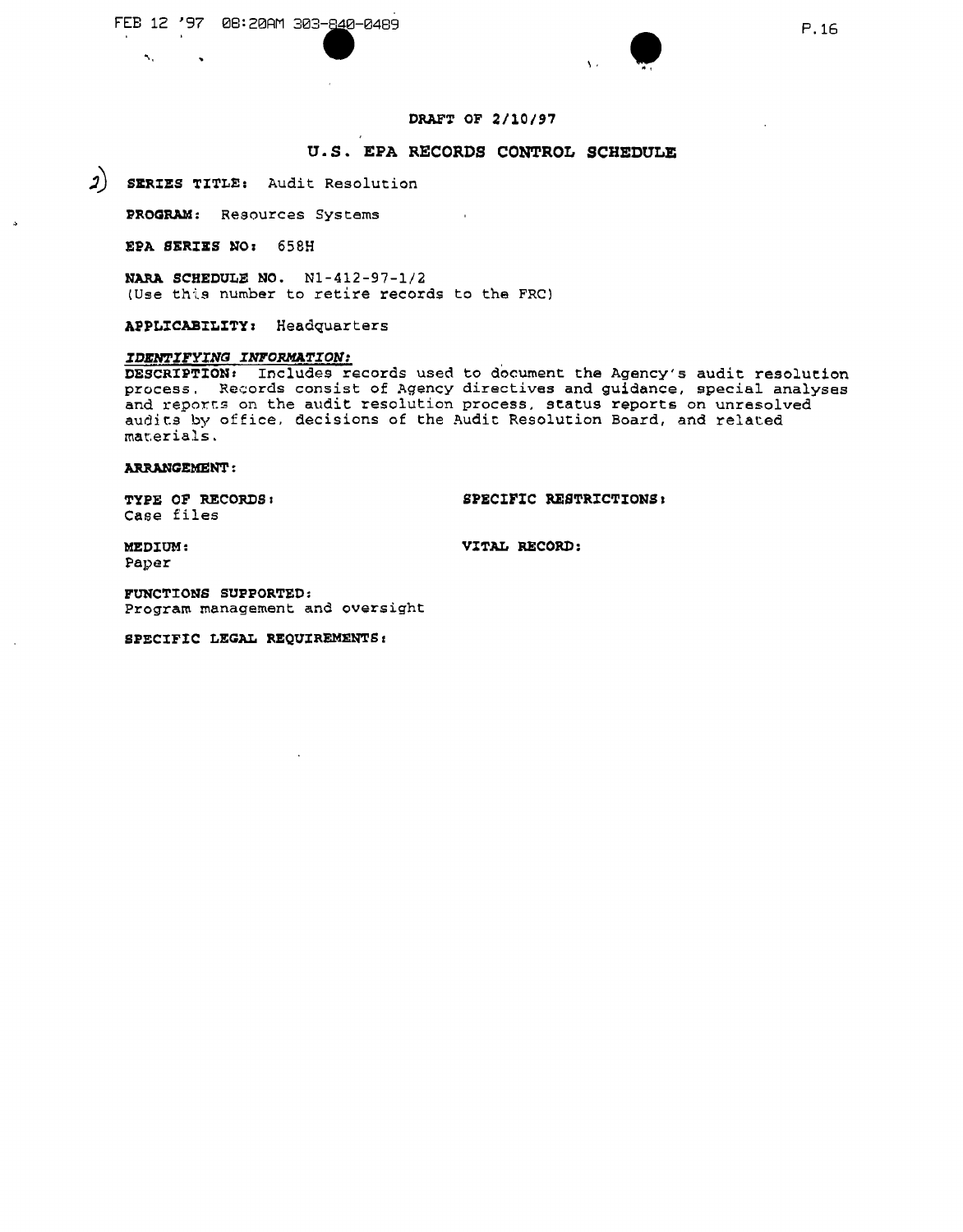DRAFT OF 2/10/97

# U.S. EPA RECORDS CONTROL SCHEDULE

2) **SERIES TITLE:** Audit Resolution

**PROGRAM:** Resources Systems

**EPA SERIES NO:** 658H

**NARA SCHEDULE NO.** N1-412-97-1/2
(Use this number to retire records to the FRC)

**APPLICABILITY:** Headquarters

***IDENTIFYING INFORMATION:***

**DESCRIPTION:** Includes records used to document the Agency's audit resolution process. Records consist of Agency directives and guidance, special analyses and reports on the audit resolution process, status reports on unresolved audits by office, decisions of the Audit Resolution Board, and related materials.

**ARRANGEMENT:**

**TYPE OF RECORDS:**
Case files

**SPECIFIC RESTRICTIONS:**

**MEDIUM:**
Paper

**VITAL RECORD:**

**FUNCTIONS SUPPORTED:**
Program management and oversight

**SPECIFIC LEGAL REQUIREMENTS:**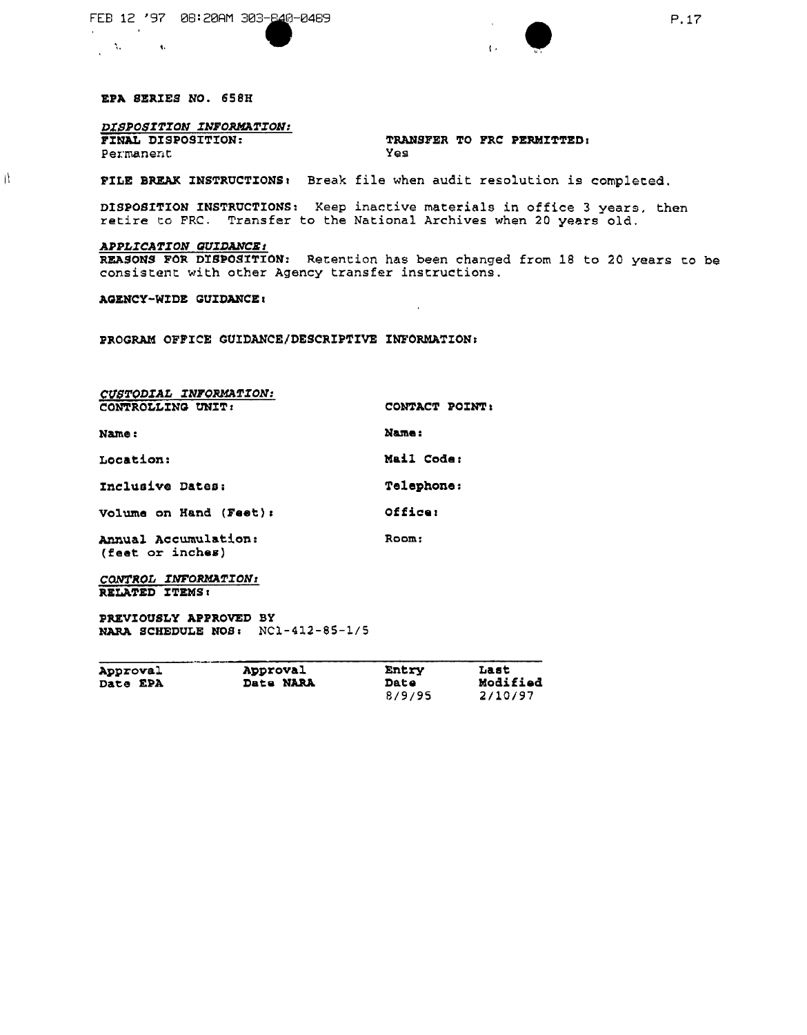**EPA SERIES NO. 658H**

*DISPOSITION INFORMATION:*

**FINAL DISPOSITION:** Permanent

**TRANSFER TO FRC PERMITTED:** Yes

**FILE BREAK INSTRUCTIONS:** Break file when audit resolution is completed.

**DISPOSITION INSTRUCTIONS:** Keep inactive materials in office 3 years, then retire to FRC. Transfer to the National Archives when 20 years old.

*APPLICATION GUIDANCE:*

**REASONS FOR DISPOSITION:** Retention has been changed from 18 to 20 years to be consistent with other Agency transfer instructions.

**AGENCY-WIDE GUIDANCE:**

**PROGRAM OFFICE GUIDANCE/DESCRIPTIVE INFORMATION:**

*CUSTODIAL INFORMATION:*

| CONTROLLING UNIT: | CONTACT POINT: |
|---|---|
| **Name:** | **Name:** |
| **Location:** | **Mail Code:** |
| **Inclusive Dates:** | **Telephone:** |
| **Volume on Hand (Feet):** | **Office:** |
| **Annual Accumulation:** (feet or inches) | **Room:** |

*CONTROL INFORMATION:*

**RELATED ITEMS:**

**PREVIOUSLY APPROVED BY NARA SCHEDULE NOS:** NC1-412-85-1/5

| Approval Date EPA | Approval Date NARA | Entry Date | Last Modified |
|---|---|---|---|
| | | 8/9/95 | 2/10/97 |